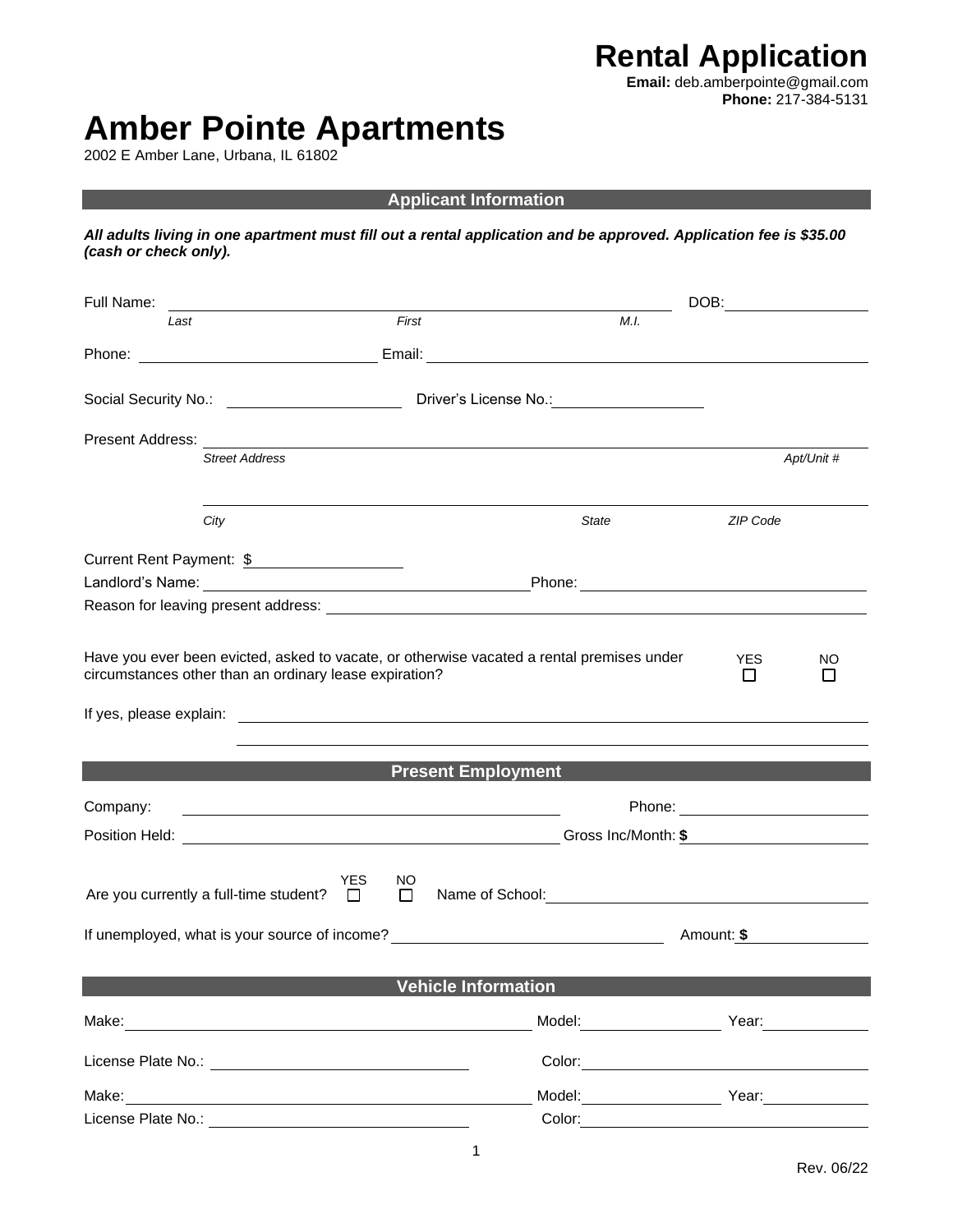# Rental Application

**Email:** deb.amberpointe@gmail.com
**Phone:** 217-384-5131

# Amber Pointe Apartments

2002 E Amber Lane, Urbana, IL 61802

## Applicant Information

***All adults living in one apartment must fill out a rental application and be approved. Application fee is $35.00 (cash or check only).***

Full Name: ______________________________ DOB: __________
*Last* *First* *M.I.*

Phone: __________ Email: __________

Social Security No.: __________ Driver's License No.: __________

Present Address: ______________________________
*Street Address* *Apt/Unit #*

______________________________
*City* *State* *ZIP Code*

Current Rent Payment: $ __________

Landlord's Name: __________ Phone: __________

Reason for leaving present address: __________

Have you ever been evicted, asked to vacate, or otherwise vacated a rental premises under circumstances other than an ordinary lease expiration? YES ☐ NO ☐

If yes, please explain: __________

## Present Employment

Company: __________ Phone: __________

Position Held: __________ Gross Inc/Month: **$** __________

Are you currently a full-time student? YES ☐ NO ☐ Name of School: __________

If unemployed, what is your source of income? __________ Amount: **$** __________

## Vehicle Information

Make: __________ Model: __________ Year: __________

License Plate No.: __________ Color: __________

Make: __________ Model: __________ Year: __________

License Plate No.: __________ Color: __________

Rev. 06/22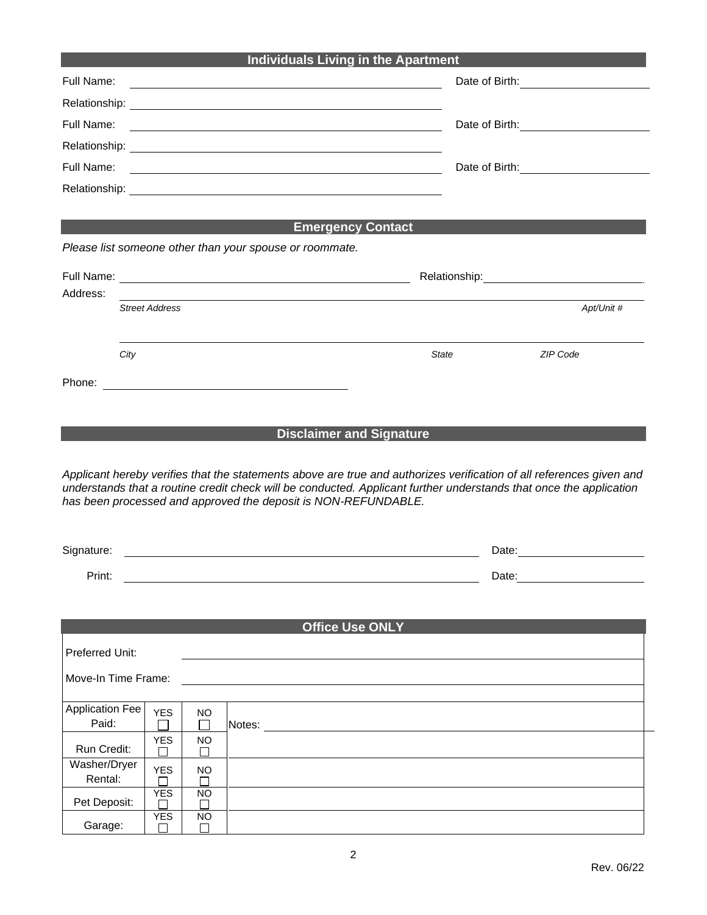## Individuals Living in the Apartment

Full Name: ______________________________ Date of Birth: ______________

Relationship: ______________________________

Full Name: ______________________________ Date of Birth: ______________

Relationship: ______________________________

Full Name: ______________________________ Date of Birth: ______________

Relationship: ______________________________

## Emergency Contact

*Please list someone other than your spouse or roommate.*

Full Name: ______________________________ Relationship: ______________

Address: ______________________________

*Street Address* *Apt/Unit #*

______________________________

*City* *State* *ZIP Code*

Phone: ______________________________

## Disclaimer and Signature

*Applicant hereby verifies that the statements above are true and authorizes verification of all references given and understands that a routine credit check will be conducted. Applicant further understands that once the application has been processed and approved the deposit is NON-REFUNDABLE.*

Signature: ______________________________ Date: ______________

Print: ______________________________ Date: ______________

## Office Use ONLY

Preferred Unit: ______________________________

Move-In Time Frame: ______________________________

| | YES | NO | |
|---|---|---|---|
| Application Fee Paid: | ☐ | ☐ | Notes: |
| Run Credit: | ☐ | ☐ | |
| Washer/Dryer Rental: | ☐ | ☐ | |
| Pet Deposit: | ☐ | ☐ | |
| Garage: | ☐ | ☐ | |

Rev. 06/22